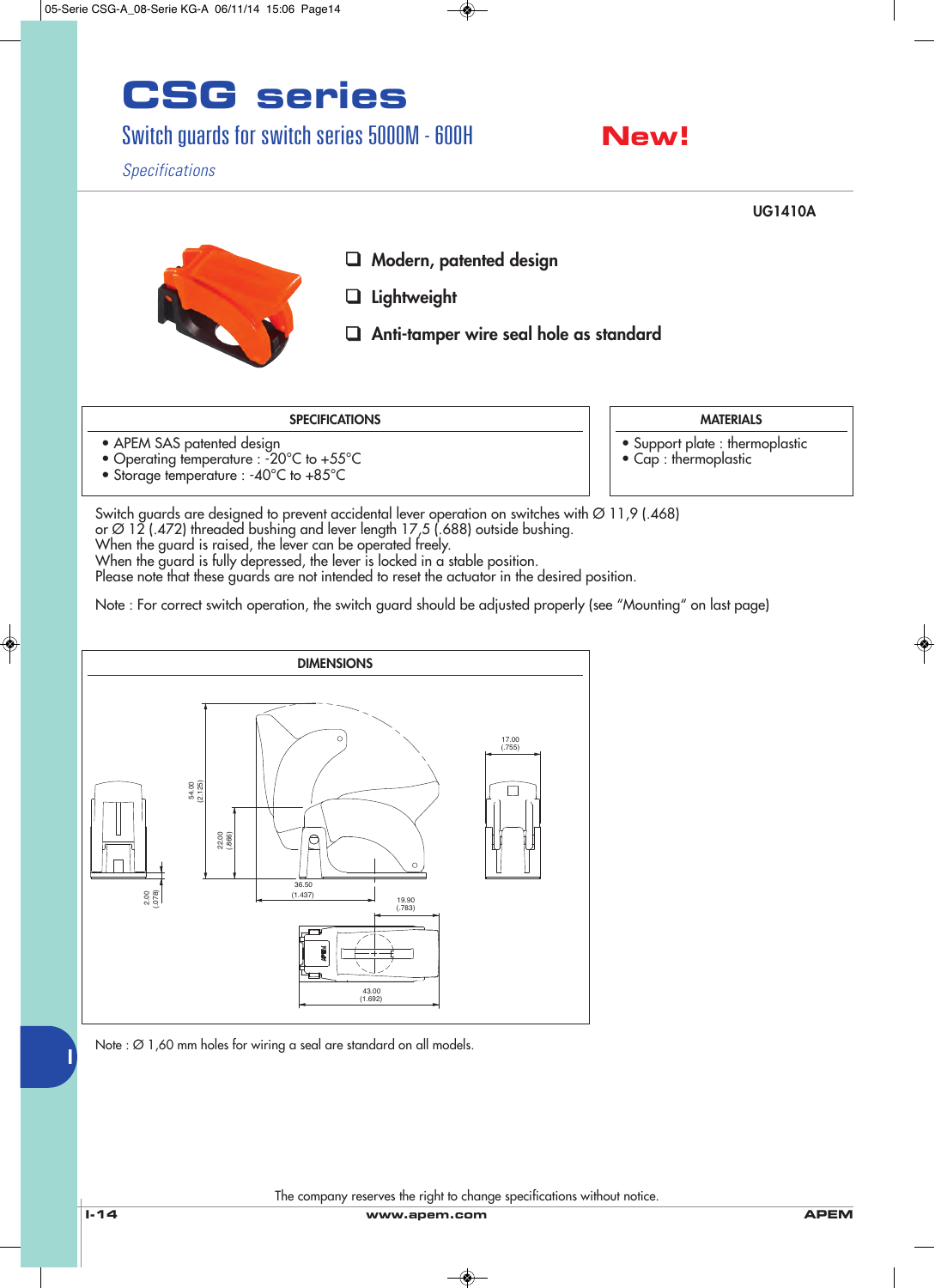# CSG series

## Switch guards for switch series 5000M - 600H

**New!**

*Specifications*

**UG1410A**

- ❑ **Modern, patented design**
- ❑ **Lightweight**
- ❑ **Anti-tamper wire seal hole as standard**

| SPECIFICATIONS |
|---|
| • APEM SAS patented design<br>• Operating temperature : -20°C to +55°C<br>• Storage temperature : -40°C to +85°C |

| MATERIALS |
|---|
| • Support plate : thermoplastic<br>• Cap : thermoplastic |

Switch guards are designed to prevent accidental lever operation on switches with Ø 11,9 (.468) or Ø 12 (.472) threaded bushing and lever length 17,5 (.688) outside bushing.
When the guard is raised, the lever can be operated freely.
When the guard is fully depressed, the lever is locked in a stable position.
Please note that these guards are not intended to reset the actuator in the desired position.

Note : For correct switch operation, the switch guard should be adjusted properly (see "Mounting" on last page)

**DIMENSIONS**

54.00 (2.125)
22.00 (.866)
2.00 (.079)
36.50 (1.437)
17.00 (.755)
19.90 (.783)
43.00 (1.692)

Note : Ø 1,60 mm holes for wiring a seal are standard on all models.

The company reserves the right to change specifications without notice.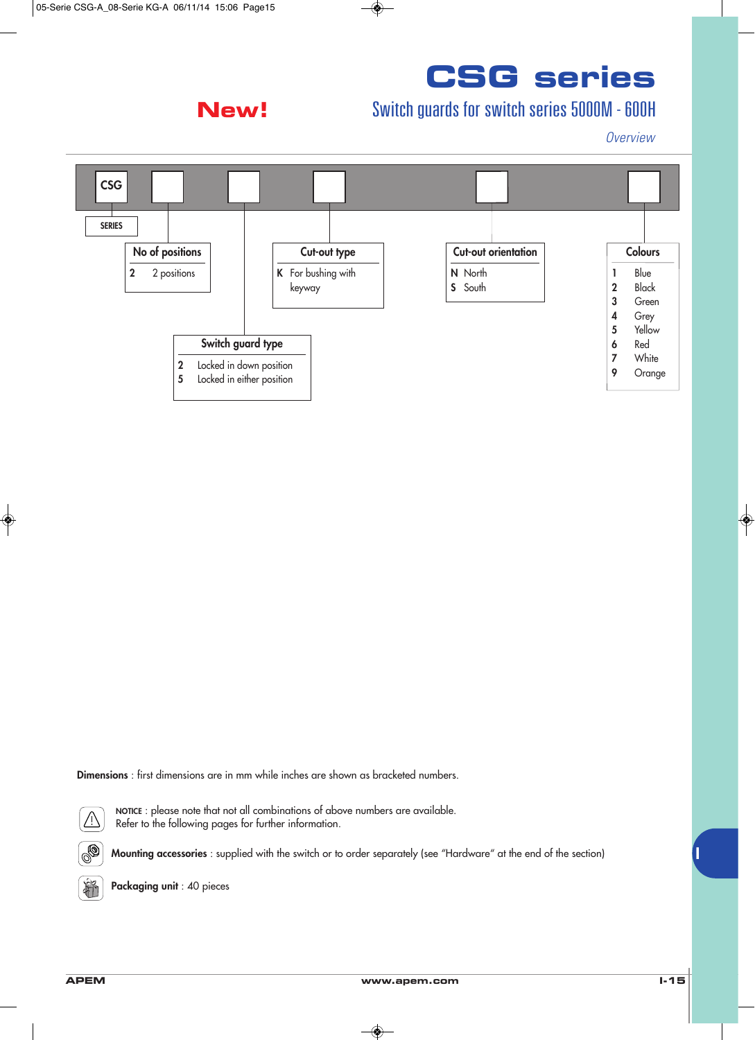# CSG series

**New!**

## Switch guards for switch series 5000M - 600H

*Overview*

CSG | ☐ | ☐ | ☐ | ☐ | ☐

**SERIES**

| No of positions | |
|---|---|
| 2 | 2 positions |

| Switch guard type | |
|---|---|
| 2 | Locked in down position |
| 5 | Locked in either position |

| Cut-out type | |
|---|---|
| K | For bushing with keyway |

| Cut-out orientation | |
|---|---|
| N | North |
| S | South |

| Colours | |
|---|---|
| 1 | Blue |
| 2 | Black |
| 3 | Green |
| 4 | Grey |
| 5 | Yellow |
| 6 | Red |
| 7 | White |
| 9 | Orange |

**Dimensions** : first dimensions are in mm while inches are shown as bracketed numbers.

NOTICE : please note that not all combinations of above numbers are available. Refer to the following pages for further information.

**Mounting accessories** : supplied with the switch or to order separately (see "Hardware" at the end of the section)

**Packaging unit** : 40 pieces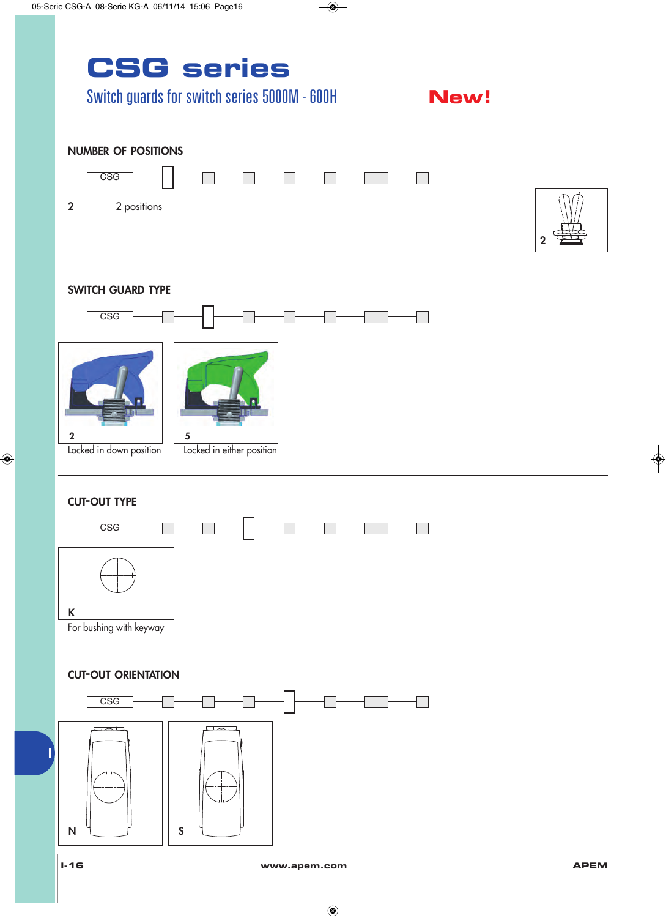# CSG series

## Switch guards for switch series 5000M - 600H

**New!**

### NUMBER OF POSITIONS

CSG

**2** 2 positions

2

### SWITCH GUARD TYPE

CSG

**2**
Locked in down position

**5**
Locked in either position

### CUT-OUT TYPE

CSG

**K**
For bushing with keyway

### CUT-OUT ORIENTATION

CSG

**N**

**S**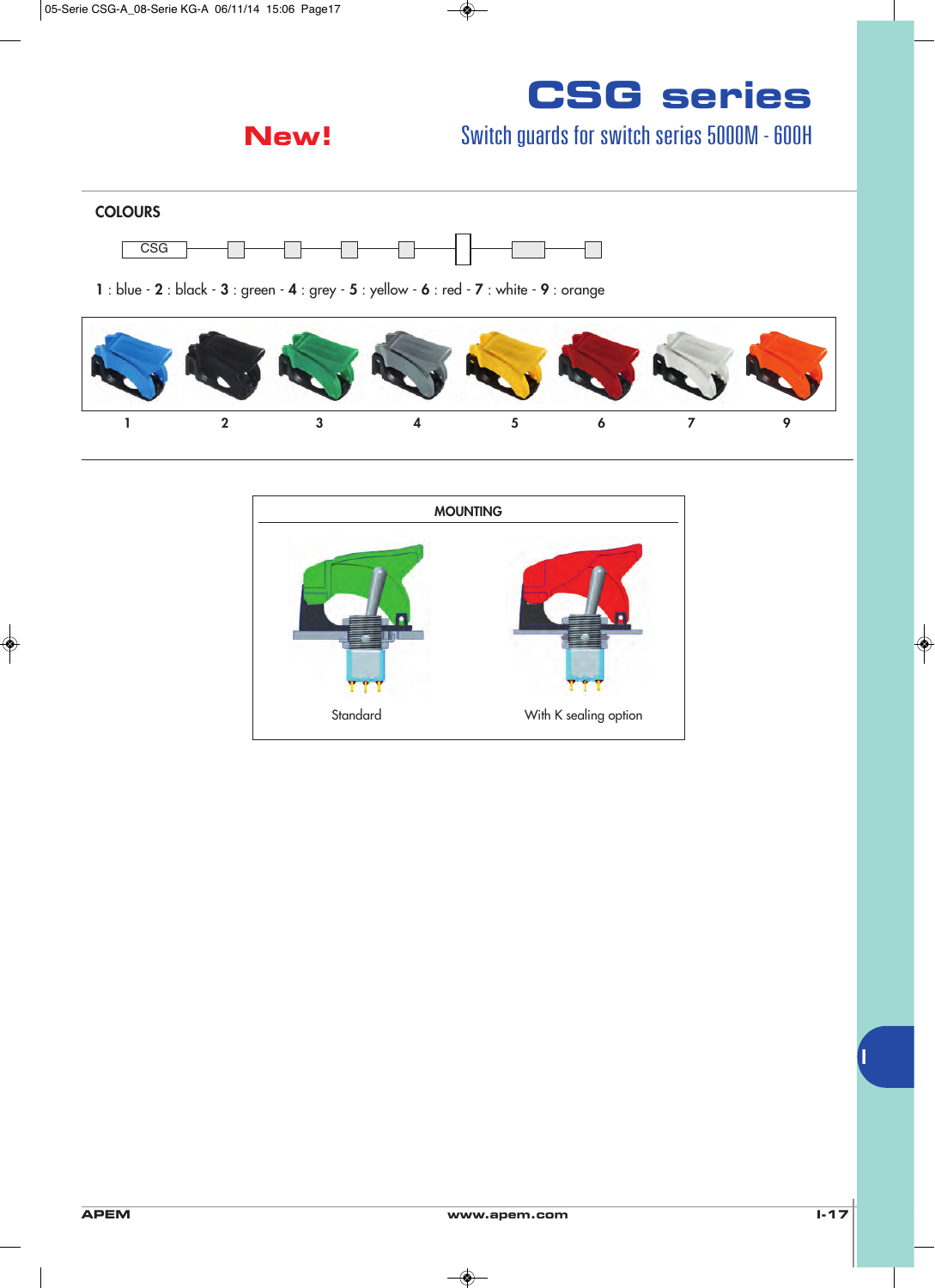# CSG series

**New!**

## Switch guards for switch series 5000M - 600H

### COLOURS

CSG

**1** : blue - **2** : black - **3** : green - **4** : grey - **5** : yellow - **6** : red - **7** : white - **9** : orange

1 2 3 4 5 6 7 9

### MOUNTING

Standard

With K sealing option